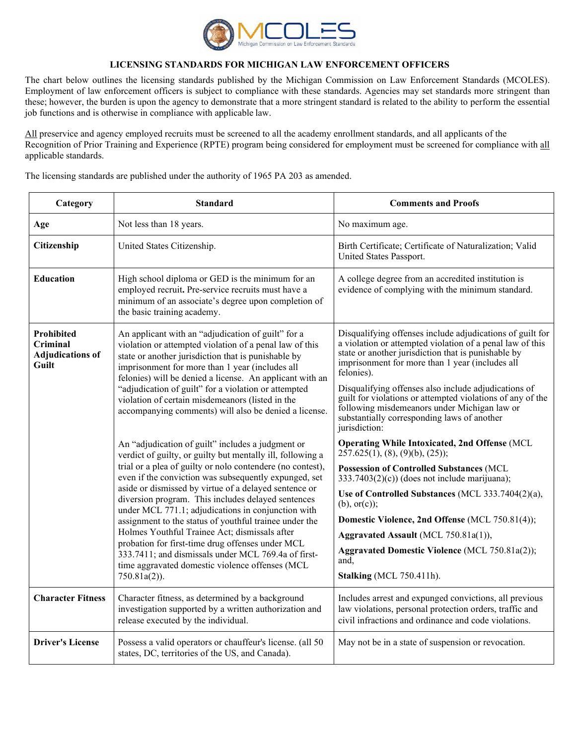## LICENSING STANDARDS FOR MICHIGAN LAW ENFORCEMENT OFFICERS

The chart below outlines the licensing standards published by the Michigan Commission on Law Enforcement Standards (MCOLES). Employment of law enforcement officers is subject to compliance with these standards. Agencies may set standards more stringent than these; however, the burden is upon the agency to demonstrate that a more stringent standard is related to the ability to perform the essential job functions and is otherwise in compliance with applicable law.

All preservice and agency employed recruits must be screened to all the academy enrollment standards, and all applicants of the Recognition of Prior Training and Experience (RPTE) program being considered for employment must be screened for compliance with all applicable standards.

The licensing standards are published under the authority of 1965 PA 203 as amended.

| Category | Standard | Comments and Proofs |
|---|---|---|
| **Age** | Not less than 18 years. | No maximum age. |
| **Citizenship** | United States Citizenship. | Birth Certificate; Certificate of Naturalization; Valid United States Passport. |
| **Education** | High school diploma or GED is the minimum for an employed recruit**.** Pre-service recruits must have a minimum of an associate's degree upon completion of the basic training academy. | A college degree from an accredited institution is evidence of complying with the minimum standard. |
| **Prohibited Criminal Adjudications of Guilt** | An applicant with an "adjudication of guilt" for a violation or attempted violation of a penal law of this state or another jurisdiction that is punishable by imprisonment for more than 1 year (includes all felonies) will be denied a license. An applicant with an "adjudication of guilt" for a violation or attempted violation of certain misdemeanors (listed in the accompanying comments) will also be denied a license.<br><br>An "adjudication of guilt" includes a judgment or verdict of guilty, or guilty but mentally ill, following a trial or a plea of guilty or nolo contendere (no contest), even if the conviction was subsequently expunged, set aside or dismissed by virtue of a delayed sentence or diversion program. This includes delayed sentences under MCL 771.1; adjudications in conjunction with assignment to the status of youthful trainee under the Holmes Youthful Trainee Act; dismissals after probation for first-time drug offenses under MCL 333.7411; and dismissals under MCL 769.4a of first-time aggravated domestic violence offenses (MCL 750.81a(2)). | Disqualifying offenses include adjudications of guilt for a violation or attempted violation of a penal law of this state or another jurisdiction that is punishable by imprisonment for more than 1 year (includes all felonies).<br><br>Disqualifying offenses also include adjudications of guilt for violations or attempted violations of any of the following misdemeanors under Michigan law or substantially corresponding laws of another jurisdiction:<br><br>**Operating While Intoxicated, 2nd Offense** (MCL 257.625(1), (8), (9)(b), (25));<br><br>**Possession of Controlled Substances** (MCL 333.7403(2)(c)) (does not include marijuana);<br><br>**Use of Controlled Substances** (MCL 333.7404(2)(a), (b), or(c));<br><br>**Domestic Violence, 2nd Offense** (MCL 750.81(4));<br><br>**Aggravated Assault** (MCL 750.81a(1)),<br><br>**Aggravated Domestic Violence** (MCL 750.81a(2)); and,<br><br>**Stalking** (MCL 750.411h). |
| **Character Fitness** | Character fitness, as determined by a background investigation supported by a written authorization and release executed by the individual. | Includes arrest and expunged convictions, all previous law violations, personal protection orders, traffic and civil infractions and ordinance and code violations. |
| **Driver's License** | Possess a valid operators or chauffeur's license. (all 50 states, DC, territories of the US, and Canada). | May not be in a state of suspension or revocation. |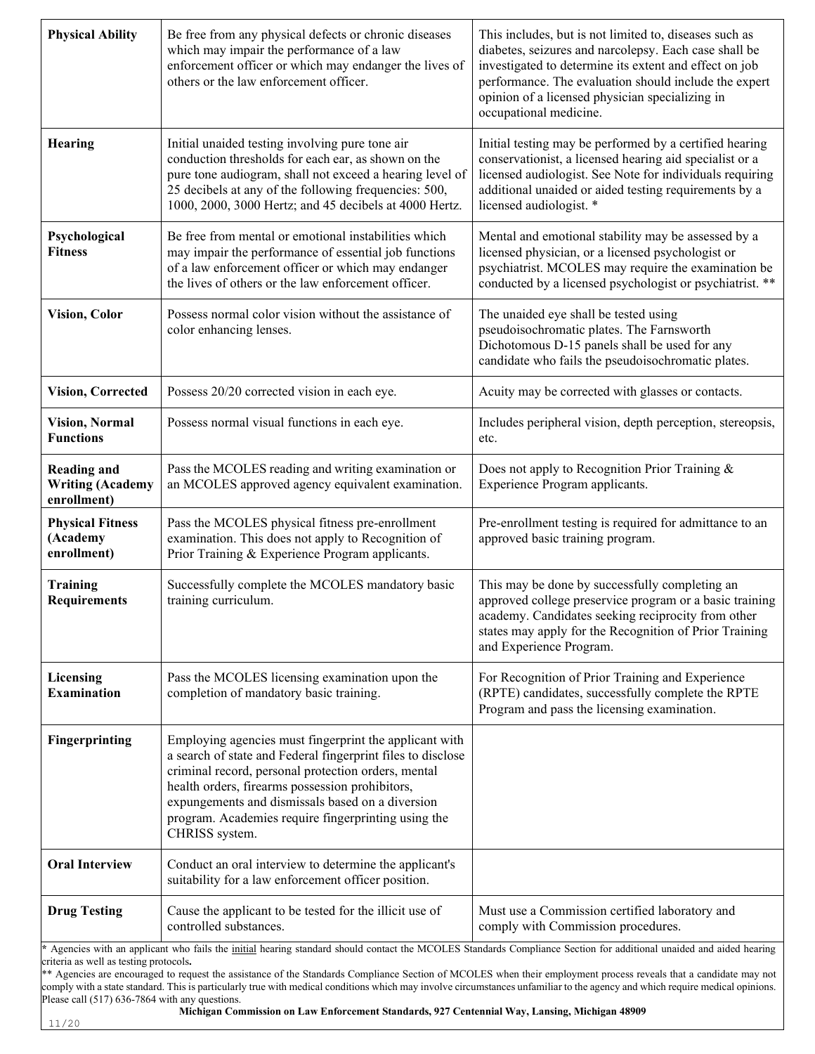| | | |
|---|---|---|
| **Physical Ability** | Be free from any physical defects or chronic diseases which may impair the performance of a law enforcement officer or which may endanger the lives of others or the law enforcement officer. | This includes, but is not limited to, diseases such as diabetes, seizures and narcolepsy. Each case shall be investigated to determine its extent and effect on job performance. The evaluation should include the expert opinion of a licensed physician specializing in occupational medicine. |
| **Hearing** | Initial unaided testing involving pure tone air conduction thresholds for each ear, as shown on the pure tone audiogram, shall not exceed a hearing level of 25 decibels at any of the following frequencies: 500, 1000, 2000, 3000 Hertz; and 45 decibels at 4000 Hertz. | Initial testing may be performed by a certified hearing conservationist, a licensed hearing aid specialist or a licensed audiologist. See Note for individuals requiring additional unaided or aided testing requirements by a licensed audiologist. * |
| **Psychological Fitness** | Be free from mental or emotional instabilities which may impair the performance of essential job functions of a law enforcement officer or which may endanger the lives of others or the law enforcement officer. | Mental and emotional stability may be assessed by a licensed physician, or a licensed psychologist or psychiatrist. MCOLES may require the examination be conducted by a licensed psychologist or psychiatrist. ** |
| **Vision, Color** | Possess normal color vision without the assistance of color enhancing lenses. | The unaided eye shall be tested using pseudoisochromatic plates. The Farnsworth Dichotomous D-15 panels shall be used for any candidate who fails the pseudoisochromatic plates. |
| **Vision, Corrected** | Possess 20/20 corrected vision in each eye. | Acuity may be corrected with glasses or contacts. |
| **Vision, Normal Functions** | Possess normal visual functions in each eye. | Includes peripheral vision, depth perception, stereopsis, etc. |
| **Reading and Writing (Academy enrollment)** | Pass the MCOLES reading and writing examination or an MCOLES approved agency equivalent examination. | Does not apply to Recognition Prior Training & Experience Program applicants. |
| **Physical Fitness (Academy enrollment)** | Pass the MCOLES physical fitness pre-enrollment examination. This does not apply to Recognition of Prior Training & Experience Program applicants. | Pre-enrollment testing is required for admittance to an approved basic training program. |
| **Training Requirements** | Successfully complete the MCOLES mandatory basic training curriculum. | This may be done by successfully completing an approved college preservice program or a basic training academy. Candidates seeking reciprocity from other states may apply for the Recognition of Prior Training and Experience Program. |
| **Licensing Examination** | Pass the MCOLES licensing examination upon the completion of mandatory basic training. | For Recognition of Prior Training and Experience (RPTE) candidates, successfully complete the RPTE Program and pass the licensing examination. |
| **Fingerprinting** | Employing agencies must fingerprint the applicant with a search of state and Federal fingerprint files to disclose criminal record, personal protection orders, mental health orders, firearms possession prohibitors, expungements and dismissals based on a diversion program. Academies require fingerprinting using the CHRISS system. | |
| **Oral Interview** | Conduct an oral interview to determine the applicant's suitability for a law enforcement officer position. | |
| **Drug Testing** | Cause the applicant to be tested for the illicit use of controlled substances. | Must use a Commission certified laboratory and comply with Commission procedures. |

* Agencies with an applicant who fails the initial hearing standard should contact the MCOLES Standards Compliance Section for additional unaided and aided hearing criteria as well as testing protocols.

** Agencies are encouraged to request the assistance of the Standards Compliance Section of MCOLES when their employment process reveals that a candidate may not comply with a state standard. This is particularly true with medical conditions which may involve circumstances unfamiliar to the agency and which require medical opinions. Please call (517) 636-7864 with any questions.

**Michigan Commission on Law Enforcement Standards, 927 Centennial Way, Lansing, Michigan 48909**

11/20